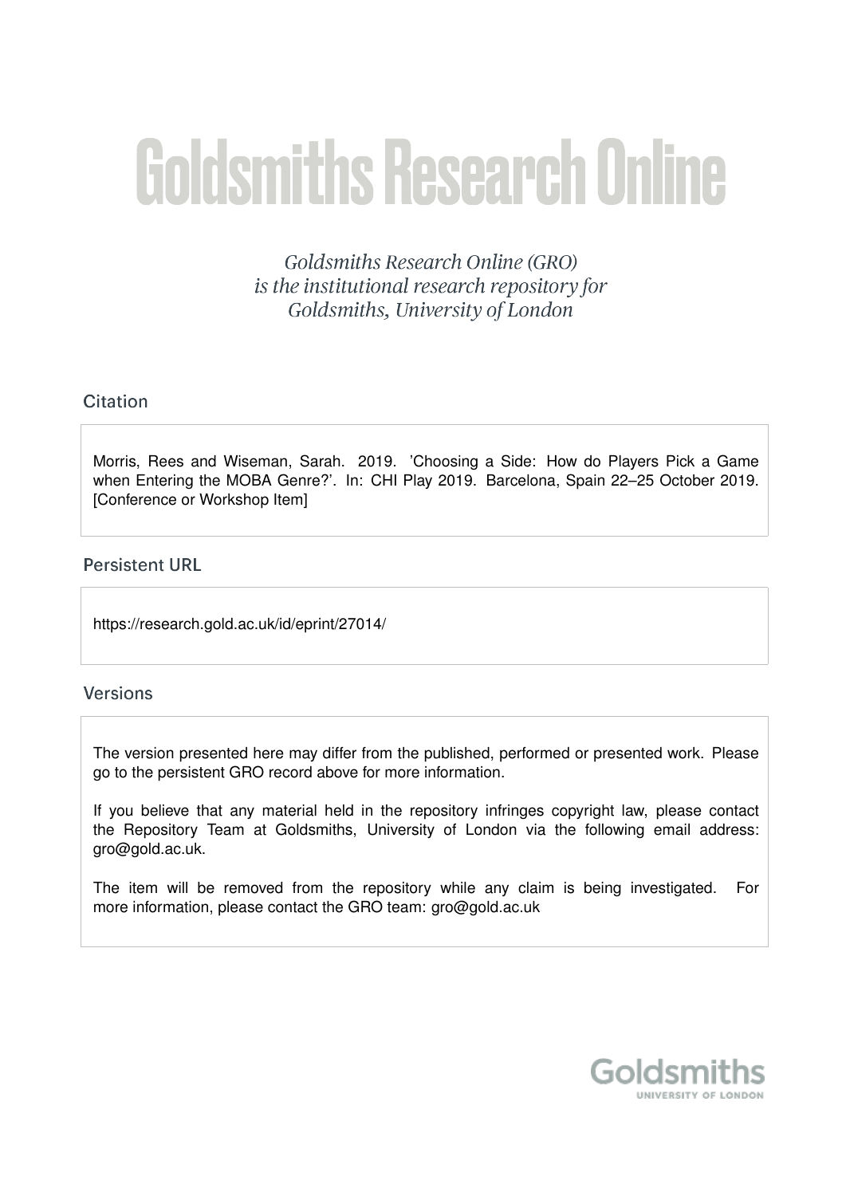# Goldsmiths Research Online

*Goldsmiths Research Online (GRO) is the institutional research repository for Goldsmiths, University of London*

## Citation

Morris, Rees and Wiseman, Sarah. 2019. 'Choosing a Side: How do Players Pick a Game when Entering the MOBA Genre?'. In: CHI Play 2019. Barcelona, Spain 22–25 October 2019. [Conference or Workshop Item]

## Persistent URL

https://research.gold.ac.uk/id/eprint/27014/

## Versions

The version presented here may differ from the published, performed or presented work. Please go to the persistent GRO record above for more information.

If you believe that any material held in the repository infringes copyright law, please contact the Repository Team at Goldsmiths, University of London via the following email address: gro@gold.ac.uk.

The item will be removed from the repository while any claim is being investigated. For more information, please contact the GRO team: gro@gold.ac.uk

Goldsmiths
UNIVERSITY OF LONDON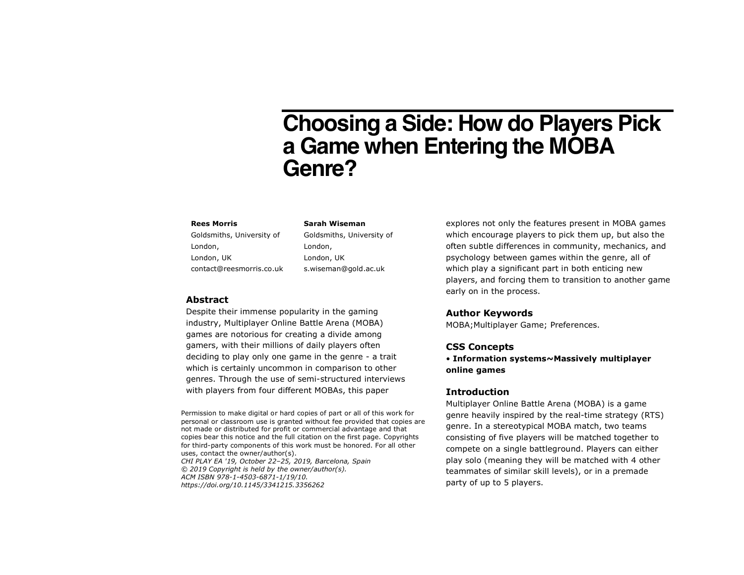# Choosing a Side: How do Players Pick a Game when Entering the MOBA Genre?

**Rees Morris**
Goldsmiths, University of London,
London, UK
contact@reesmorris.co.uk

**Sarah Wiseman**
Goldsmiths, University of London,
London, UK
s.wiseman@gold.ac.uk

## Abstract

Despite their immense popularity in the gaming industry, Multiplayer Online Battle Arena (MOBA) games are notorious for creating a divide among gamers, with their millions of daily players often deciding to play only one game in the genre - a trait which is certainly uncommon in comparison to other genres. Through the use of semi-structured interviews with players from four different MOBAs, this paper explores not only the features present in MOBA games which encourage players to pick them up, but also the often subtle differences in community, mechanics, and psychology between games within the genre, all of which play a significant part in both enticing new players, and forcing them to transition to another game early on in the process.

Permission to make digital or hard copies of part or all of this work for personal or classroom use is granted without fee provided that copies are not made or distributed for profit or commercial advantage and that copies bear this notice and the full citation on the first page. Copyrights for third-party components of this work must be honored. For all other uses, contact the owner/author(s).
*CHI PLAY EA '19, October 22–25, 2019, Barcelona, Spain*
*© 2019 Copyright is held by the owner/author(s).*
*ACM ISBN 978-1-4503-6871-1/19/10.*
*https://doi.org/10.1145/3341215.3356262*

## Author Keywords

MOBA;Multiplayer Game; Preferences.

## CSS Concepts

• **Information systems~Massively multiplayer online games**

## Introduction

Multiplayer Online Battle Arena (MOBA) is a game genre heavily inspired by the real-time strategy (RTS) genre. In a stereotypical MOBA match, two teams consisting of five players will be matched together to compete on a single battleground. Players can either play solo (meaning they will be matched with 4 other teammates of similar skill levels), or in a premade party of up to 5 players.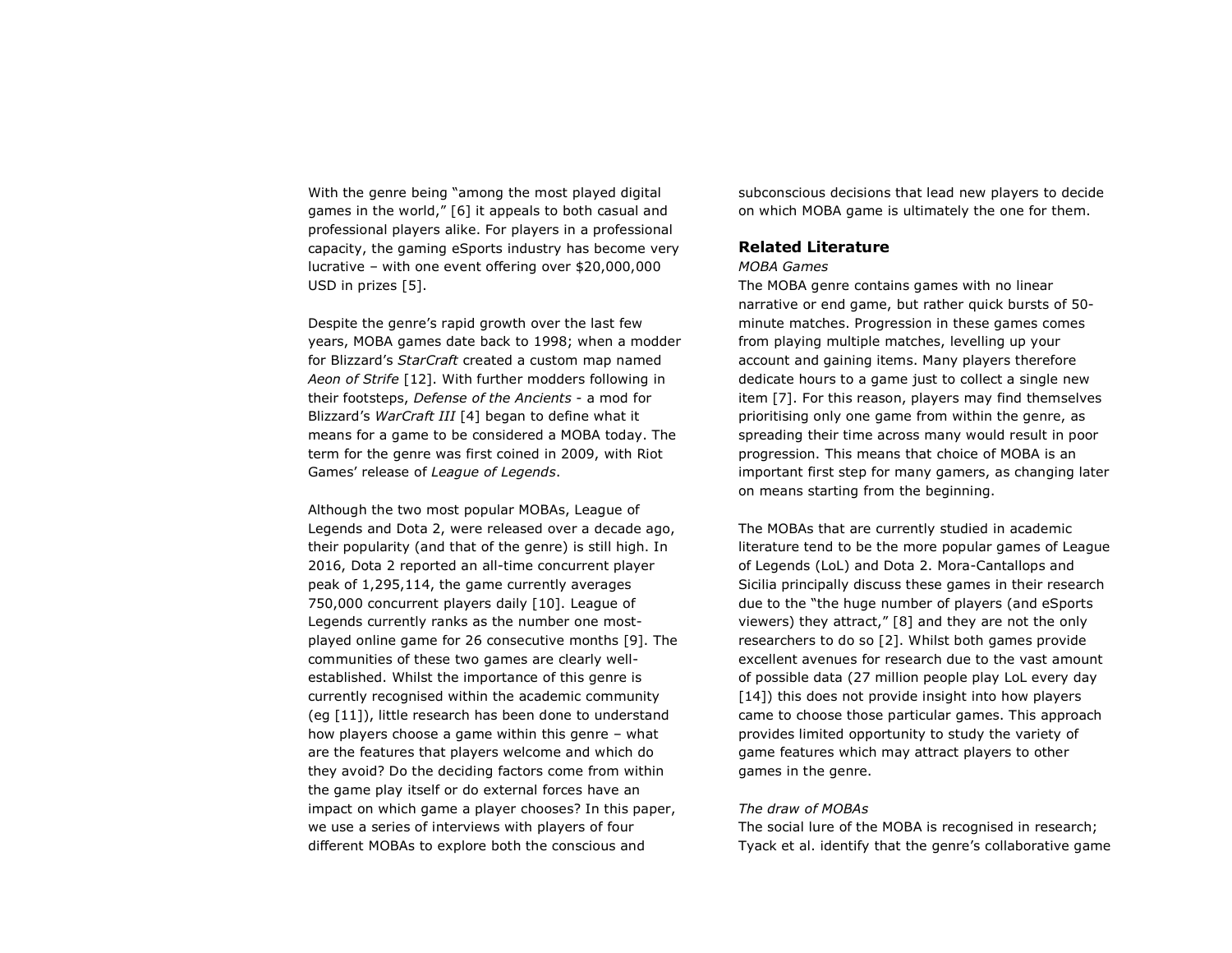With the genre being "among the most played digital games in the world," [6] it appeals to both casual and professional players alike. For players in a professional capacity, the gaming eSports industry has become very lucrative – with one event offering over $20,000,000 USD in prizes [5].

Despite the genre's rapid growth over the last few years, MOBA games date back to 1998; when a modder for Blizzard's *StarCraft* created a custom map named *Aeon of Strife* [12]. With further modders following in their footsteps, *Defense of the Ancients* - a mod for Blizzard's *WarCraft III* [4] began to define what it means for a game to be considered a MOBA today. The term for the genre was first coined in 2009, with Riot Games' release of *League of Legends*.

Although the two most popular MOBAs, League of Legends and Dota 2, were released over a decade ago, their popularity (and that of the genre) is still high. In 2016, Dota 2 reported an all-time concurrent player peak of 1,295,114, the game currently averages 750,000 concurrent players daily [10]. League of Legends currently ranks as the number one most-played online game for 26 consecutive months [9]. The communities of these two games are clearly well-established. Whilst the importance of this genre is currently recognised within the academic community (eg [11]), little research has been done to understand how players choose a game within this genre – what are the features that players welcome and which do they avoid? Do the deciding factors come from within the game play itself or do external forces have an impact on which game a player chooses? In this paper, we use a series of interviews with players of four different MOBAs to explore both the conscious and subconscious decisions that lead new players to decide on which MOBA game is ultimately the one for them.

## Related Literature

### *MOBA Games*

The MOBA genre contains games with no linear narrative or end game, but rather quick bursts of 50-minute matches. Progression in these games comes from playing multiple matches, levelling up your account and gaining items. Many players therefore dedicate hours to a game just to collect a single new item [7]. For this reason, players may find themselves prioritising only one game from within the genre, as spreading their time across many would result in poor progression. This means that choice of MOBA is an important first step for many gamers, as changing later on means starting from the beginning.

The MOBAs that are currently studied in academic literature tend to be the more popular games of League of Legends (LoL) and Dota 2. Mora-Cantallops and Sicilia principally discuss these games in their research due to the "the huge number of players (and eSports viewers) they attract," [8] and they are not the only researchers to do so [2]. Whilst both games provide excellent avenues for research due to the vast amount of possible data (27 million people play LoL every day [14]) this does not provide insight into how players came to choose those particular games. This approach provides limited opportunity to study the variety of game features which may attract players to other games in the genre.

### *The draw of MOBAs*

The social lure of the MOBA is recognised in research; Tyack et al. identify that the genre's collaborative game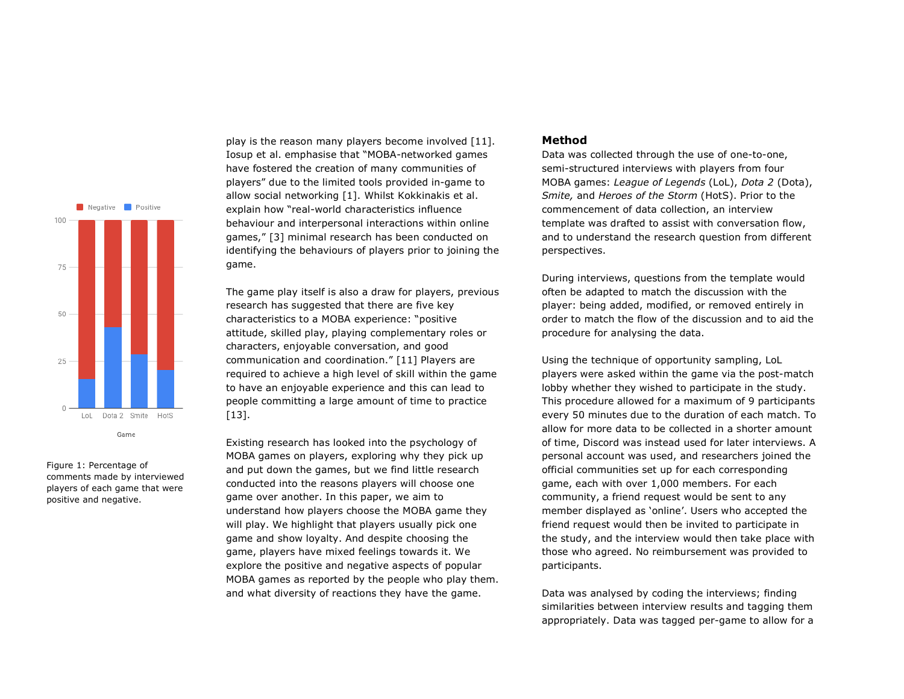Figure 1: Percentage of comments made by interviewed players of each game that were positive and negative.

play is the reason many players become involved [11]. Iosup et al. emphasise that "MOBA-networked games have fostered the creation of many communities of players" due to the limited tools provided in-game to allow social networking [1]. Whilst Kokkinakis et al. explain how "real-world characteristics influence behaviour and interpersonal interactions within online games," [3] minimal research has been conducted on identifying the behaviours of players prior to joining the game.

The game play itself is also a draw for players, previous research has suggested that there are five key characteristics to a MOBA experience: "positive attitude, skilled play, playing complementary roles or characters, enjoyable conversation, and good communication and coordination." [11] Players are required to achieve a high level of skill within the game to have an enjoyable experience and this can lead to people committing a large amount of time to practice [13].

Existing research has looked into the psychology of MOBA games on players, exploring why they pick up and put down the games, but we find little research conducted into the reasons players will choose one game over another. In this paper, we aim to understand how players choose the MOBA game they will play. We highlight that players usually pick one game and show loyalty. And despite choosing the game, players have mixed feelings towards it. We explore the positive and negative aspects of popular MOBA games as reported by the people who play them. and what diversity of reactions they have the game.

## Method

Data was collected through the use of one-to-one, semi-structured interviews with players from four MOBA games: *League of Legends* (LoL), *Dota 2* (Dota), *Smite,* and *Heroes of the Storm* (HotS). Prior to the commencement of data collection, an interview template was drafted to assist with conversation flow, and to understand the research question from different perspectives.

During interviews, questions from the template would often be adapted to match the discussion with the player: being added, modified, or removed entirely in order to match the flow of the discussion and to aid the procedure for analysing the data.

Using the technique of opportunity sampling, LoL players were asked within the game via the post-match lobby whether they wished to participate in the study. This procedure allowed for a maximum of 9 participants every 50 minutes due to the duration of each match. To allow for more data to be collected in a shorter amount of time, Discord was instead used for later interviews. A personal account was used, and researchers joined the official communities set up for each corresponding game, each with over 1,000 members. For each community, a friend request would be sent to any member displayed as 'online'. Users who accepted the friend request would then be invited to participate in the study, and the interview would then take place with those who agreed. No reimbursement was provided to participants.

Data was analysed by coding the interviews; finding similarities between interview results and tagging them appropriately. Data was tagged per-game to allow for a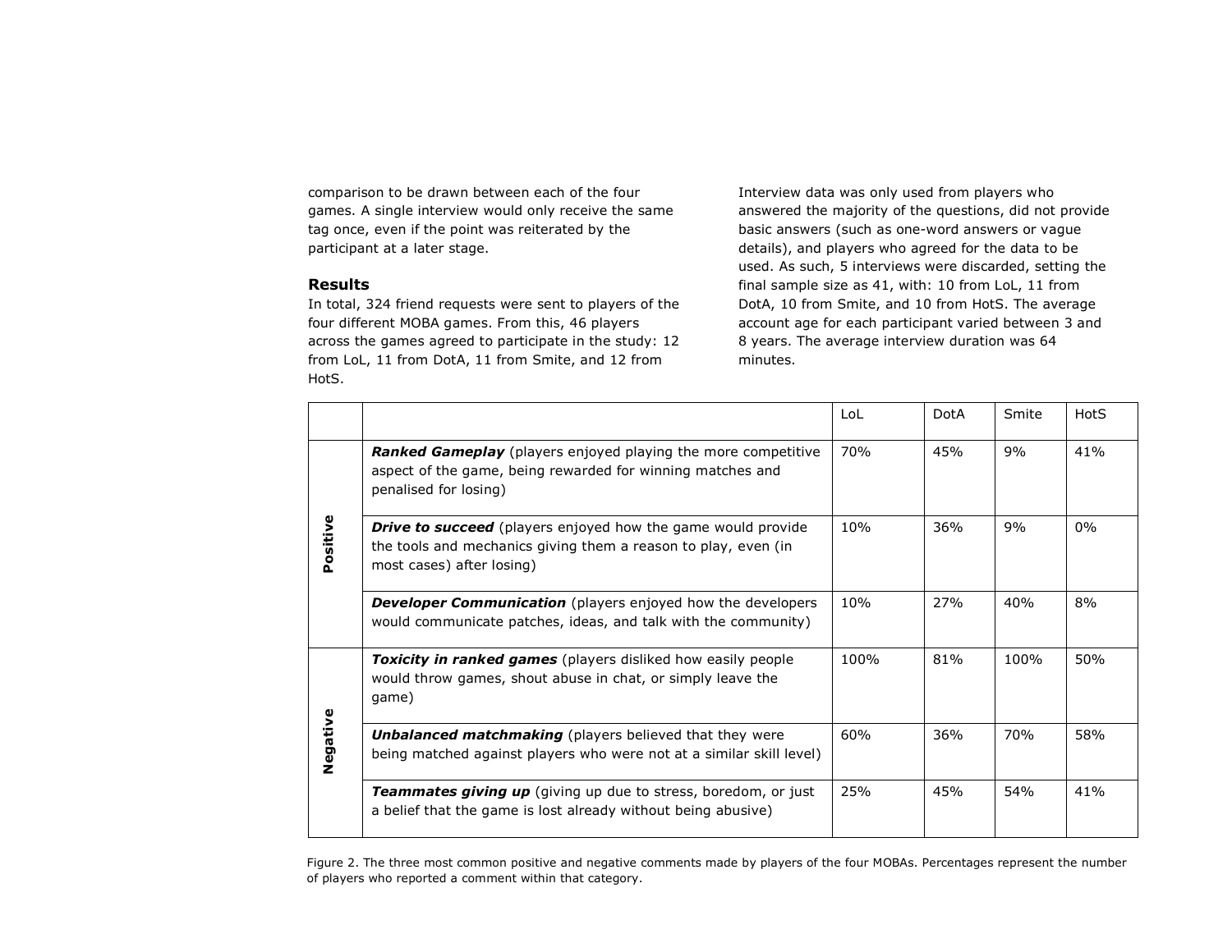comparison to be drawn between each of the four games. A single interview would only receive the same tag once, even if the point was reiterated by the participant at a later stage.

### Results

In total, 324 friend requests were sent to players of the four different MOBA games. From this, 46 players across the games agreed to participate in the study: 12 from LoL, 11 from DotA, 11 from Smite, and 12 from HotS.

Interview data was only used from players who answered the majority of the questions, did not provide basic answers (such as one-word answers or vague details), and players who agreed for the data to be used. As such, 5 interviews were discarded, setting the final sample size as 41, with: 10 from LoL, 11 from DotA, 10 from Smite, and 10 from HotS. The average account age for each participant varied between 3 and 8 years. The average interview duration was 64 minutes.

| | | LoL | DotA | Smite | HotS |
|---|---|---|---|---|---|
| **Positive** | ***Ranked Gameplay*** (players enjoyed playing the more competitive aspect of the game, being rewarded for winning matches and penalised for losing) | 70% | 45% | 9% | 41% |
| | ***Drive to succeed*** (players enjoyed how the game would provide the tools and mechanics giving them a reason to play, even (in most cases) after losing) | 10% | 36% | 9% | 0% |
| | ***Developer Communication*** (players enjoyed how the developers would communicate patches, ideas, and talk with the community) | 10% | 27% | 40% | 8% |
| **Negative** | ***Toxicity in ranked games*** (players disliked how easily people would throw games, shout abuse in chat, or simply leave the game) | 100% | 81% | 100% | 50% |
| | ***Unbalanced matchmaking*** (players believed that they were being matched against players who were not at a similar skill level) | 60% | 36% | 70% | 58% |
| | ***Teammates giving up*** (giving up due to stress, boredom, or just a belief that the game is lost already without being abusive) | 25% | 45% | 54% | 41% |

Figure 2. The three most common positive and negative comments made by players of the four MOBAs. Percentages represent the number of players who reported a comment within that category.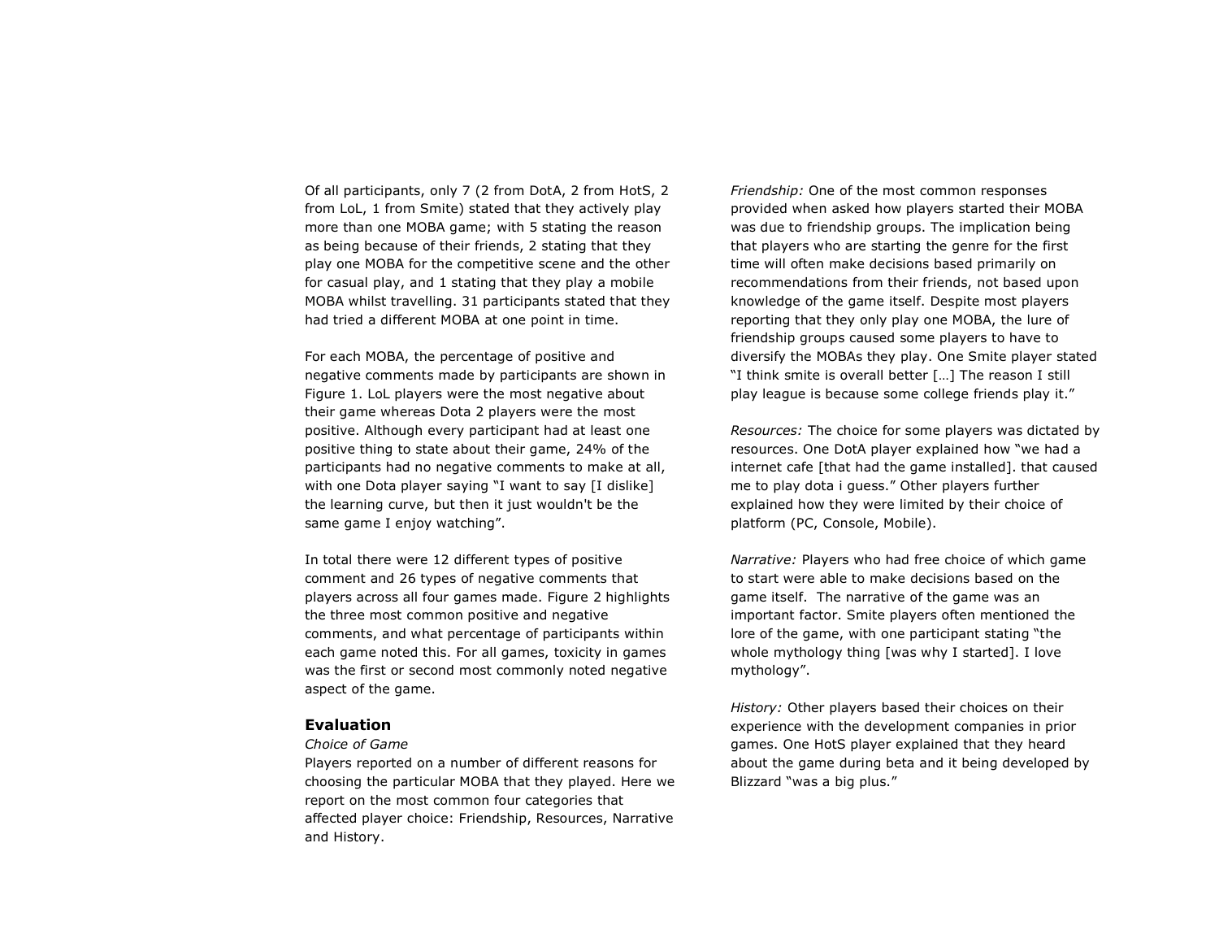Of all participants, only 7 (2 from DotA, 2 from HotS, 2 from LoL, 1 from Smite) stated that they actively play more than one MOBA game; with 5 stating the reason as being because of their friends, 2 stating that they play one MOBA for the competitive scene and the other for casual play, and 1 stating that they play a mobile MOBA whilst travelling. 31 participants stated that they had tried a different MOBA at one point in time.

For each MOBA, the percentage of positive and negative comments made by participants are shown in Figure 1. LoL players were the most negative about their game whereas Dota 2 players were the most positive. Although every participant had at least one positive thing to state about their game, 24% of the participants had no negative comments to make at all, with one Dota player saying "I want to say [I dislike] the learning curve, but then it just wouldn't be the same game I enjoy watching".

In total there were 12 different types of positive comment and 26 types of negative comments that players across all four games made. Figure 2 highlights the three most common positive and negative comments, and what percentage of participants within each game noted this. For all games, toxicity in games was the first or second most commonly noted negative aspect of the game.

## Evaluation

*Choice of Game*

Players reported on a number of different reasons for choosing the particular MOBA that they played. Here we report on the most common four categories that affected player choice: Friendship, Resources, Narrative and History.

*Friendship:* One of the most common responses provided when asked how players started their MOBA was due to friendship groups. The implication being that players who are starting the genre for the first time will often make decisions based primarily on recommendations from their friends, not based upon knowledge of the game itself. Despite most players reporting that they only play one MOBA, the lure of friendship groups caused some players to have to diversify the MOBAs they play. One Smite player stated "I think smite is overall better […] The reason I still play league is because some college friends play it."

*Resources:* The choice for some players was dictated by resources. One DotA player explained how "we had a internet cafe [that had the game installed]. that caused me to play dota i guess." Other players further explained how they were limited by their choice of platform (PC, Console, Mobile).

*Narrative:* Players who had free choice of which game to start were able to make decisions based on the game itself. The narrative of the game was an important factor. Smite players often mentioned the lore of the game, with one participant stating "the whole mythology thing [was why I started]. I love mythology".

*History:* Other players based their choices on their experience with the development companies in prior games. One HotS player explained that they heard about the game during beta and it being developed by Blizzard "was a big plus."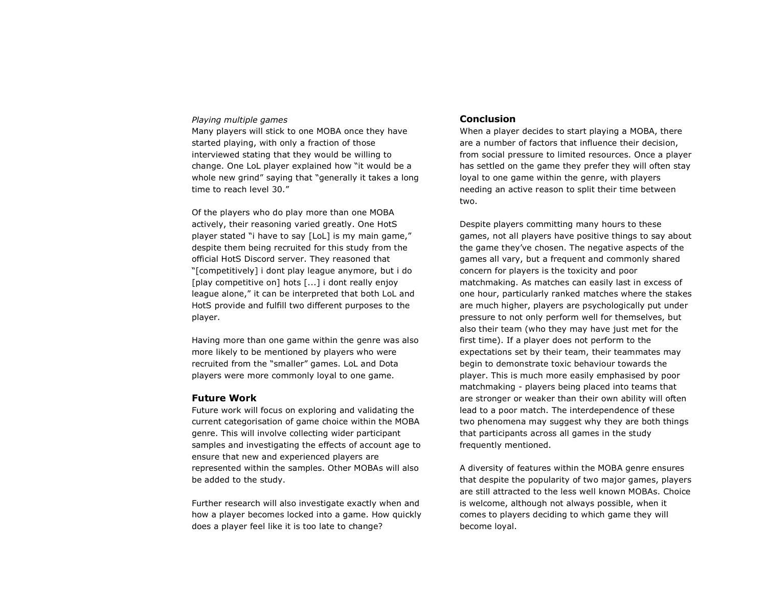*Playing multiple games*

Many players will stick to one MOBA once they have started playing, with only a fraction of those interviewed stating that they would be willing to change. One LoL player explained how "it would be a whole new grind" saying that "generally it takes a long time to reach level 30."

Of the players who do play more than one MOBA actively, their reasoning varied greatly. One HotS player stated "i have to say [LoL] is my main game," despite them being recruited for this study from the official HotS Discord server. They reasoned that "[competitively] i dont play league anymore, but i do [play competitive on] hots [...] i dont really enjoy league alone," it can be interpreted that both LoL and HotS provide and fulfill two different purposes to the player.

Having more than one game within the genre was also more likely to be mentioned by players who were recruited from the "smaller" games. LoL and Dota players were more commonly loyal to one game.

## Future Work

Future work will focus on exploring and validating the current categorisation of game choice within the MOBA genre. This will involve collecting wider participant samples and investigating the effects of account age to ensure that new and experienced players are represented within the samples. Other MOBAs will also be added to the study.

Further research will also investigate exactly when and how a player becomes locked into a game. How quickly does a player feel like it is too late to change?

## Conclusion

When a player decides to start playing a MOBA, there are a number of factors that influence their decision, from social pressure to limited resources. Once a player has settled on the game they prefer they will often stay loyal to one game within the genre, with players needing an active reason to split their time between two.

Despite players committing many hours to these games, not all players have positive things to say about the game they've chosen. The negative aspects of the games all vary, but a frequent and commonly shared concern for players is the toxicity and poor matchmaking. As matches can easily last in excess of one hour, particularly ranked matches where the stakes are much higher, players are psychologically put under pressure to not only perform well for themselves, but also their team (who they may have just met for the first time). If a player does not perform to the expectations set by their team, their teammates may begin to demonstrate toxic behaviour towards the player. This is much more easily emphasised by poor matchmaking - players being placed into teams that are stronger or weaker than their own ability will often lead to a poor match. The interdependence of these two phenomena may suggest why they are both things that participants across all games in the study frequently mentioned.

A diversity of features within the MOBA genre ensures that despite the popularity of two major games, players are still attracted to the less well known MOBAs. Choice is welcome, although not always possible, when it comes to players deciding to which game they will become loyal.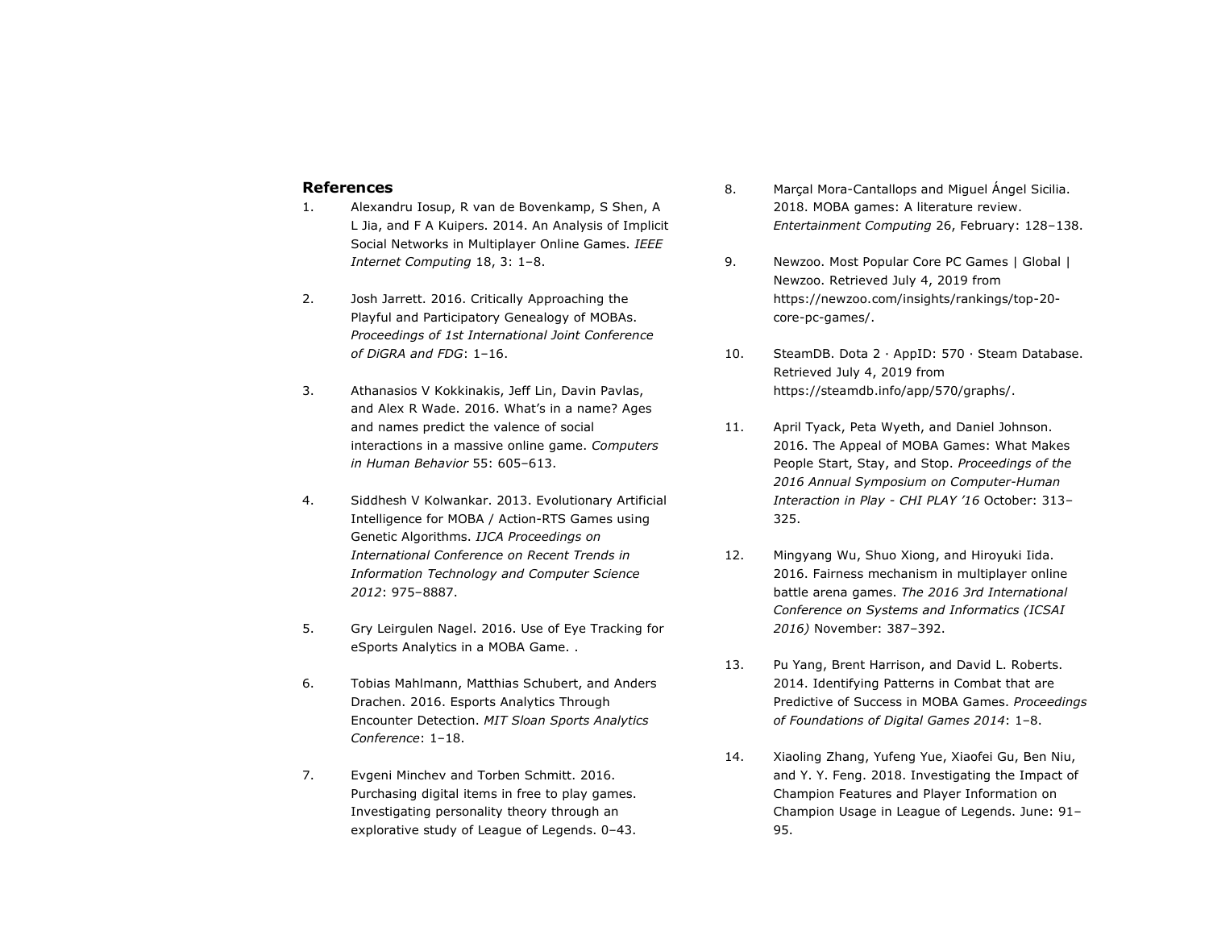## References

1. Alexandru Iosup, R van de Bovenkamp, S Shen, A L Jia, and F A Kuipers. 2014. An Analysis of Implicit Social Networks in Multiplayer Online Games. *IEEE Internet Computing* 18, 3: 1–8.

2. Josh Jarrett. 2016. Critically Approaching the Playful and Participatory Genealogy of MOBAs. *Proceedings of 1st International Joint Conference of DiGRA and FDG*: 1–16.

3. Athanasios V Kokkinakis, Jeff Lin, Davin Pavlas, and Alex R Wade. 2016. What's in a name? Ages and names predict the valence of social interactions in a massive online game. *Computers in Human Behavior* 55: 605–613.

4. Siddhesh V Kolwankar. 2013. Evolutionary Artificial Intelligence for MOBA / Action-RTS Games using Genetic Algorithms. *IJCA Proceedings on International Conference on Recent Trends in Information Technology and Computer Science 2012*: 975–8887.

5. Gry Leirgulen Nagel. 2016. Use of Eye Tracking for eSports Analytics in a MOBA Game. .

6. Tobias Mahlmann, Matthias Schubert, and Anders Drachen. 2016. Esports Analytics Through Encounter Detection. *MIT Sloan Sports Analytics Conference*: 1–18.

7. Evgeni Minchev and Torben Schmitt. 2016. Purchasing digital items in free to play games. Investigating personality theory through an explorative study of League of Legends. 0–43.

8. Marçal Mora-Cantallops and Miguel Ángel Sicilia. 2018. MOBA games: A literature review. *Entertainment Computing* 26, February: 128–138.

9. Newzoo. Most Popular Core PC Games | Global | Newzoo. Retrieved July 4, 2019 from https://newzoo.com/insights/rankings/top-20-core-pc-games/.

10. SteamDB. Dota 2 · AppID: 570 · Steam Database. Retrieved July 4, 2019 from https://steamdb.info/app/570/graphs/.

11. April Tyack, Peta Wyeth, and Daniel Johnson. 2016. The Appeal of MOBA Games: What Makes People Start, Stay, and Stop. *Proceedings of the 2016 Annual Symposium on Computer-Human Interaction in Play - CHI PLAY '16* October: 313–325.

12. Mingyang Wu, Shuo Xiong, and Hiroyuki Iida. 2016. Fairness mechanism in multiplayer online battle arena games. *The 2016 3rd International Conference on Systems and Informatics (ICSAI 2016)* November: 387–392.

13. Pu Yang, Brent Harrison, and David L. Roberts. 2014. Identifying Patterns in Combat that are Predictive of Success in MOBA Games. *Proceedings of Foundations of Digital Games 2014*: 1–8.

14. Xiaoling Zhang, Yufeng Yue, Xiaofei Gu, Ben Niu, and Y. Y. Feng. 2018. Investigating the Impact of Champion Features and Player Information on Champion Usage in League of Legends. June: 91–95.